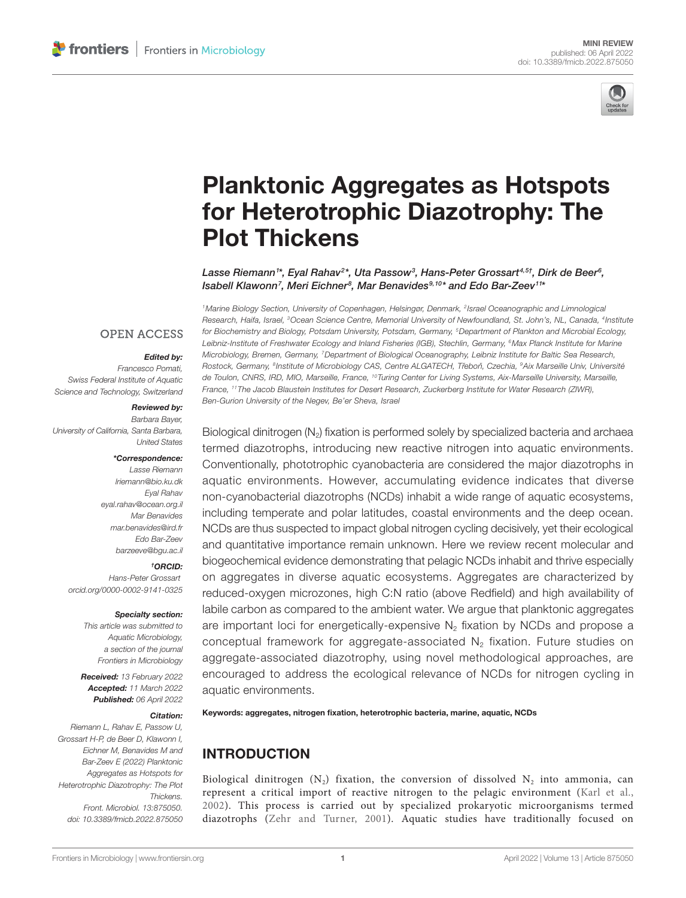MINI REVIEW
published: 06 April 2022
doi: 10.3389/fmicb.2022.875050

# Planktonic Aggregates as Hotspots for Heterotrophic Diazotrophy: The Plot Thickens

Lasse Riemann[1]*, Eyal Rahav[2]*, Uta Passow[3], Hans-Peter Grossart[4,5†], Dirk de Beer[6], Isabell Klawonn[7], Meri Eichner[8], Mar Benavides[9,10]* and Edo Bar-Zeev[11]*

[1]Marine Biology Section, University of Copenhagen, Helsingør, Denmark, [2]Israel Oceanographic and Limnological Research, Haifa, Israel, [3]Ocean Science Centre, Memorial University of Newfoundland, St. John's, NL, Canada, [4]Institute for Biochemistry and Biology, Potsdam University, Potsdam, Germany, [5]Department of Plankton and Microbial Ecology, Leibniz-Institute of Freshwater Ecology and Inland Fisheries (IGB), Stechlin, Germany, [6]Max Planck Institute for Marine Microbiology, Bremen, Germany, [7]Department of Biological Oceanography, Leibniz Institute for Baltic Sea Research, Rostock, Germany, [8]Institute of Microbiology CAS, Centre ALGATECH, Třeboň, Czechia, [9]Aix Marseille Univ, Université de Toulon, CNRS, IRD, MIO, Marseille, France, [10]Turing Center for Living Systems, Aix-Marseille University, Marseille, France, [11]The Jacob Blaustein Institutes for Desert Research, Zuckerberg Institute for Water Research (ZIWR), Ben-Gurion University of the Negev, Be'er Sheva, Israel

OPEN ACCESS

***Edited by:***
Francesco Pomati,
Swiss Federal Institute of Aquatic Science and Technology, Switzerland

***Reviewed by:***
Barbara Bayer,
University of California, Santa Barbara, United States

***\*Correspondence:***
Lasse Riemann
lriemann@bio.ku.dk
Eyal Rahav
eyal.rahav@ocean.org.il
Mar Benavides
mar.benavides@ird.fr
Edo Bar-Zeev
barzeeve@bgu.ac.il

***†ORCID:***
Hans-Peter Grossart
orcid.org/0000-0002-9141-0325

***Specialty section:***
This article was submitted to Aquatic Microbiology, a section of the journal Frontiers in Microbiology

***Received:*** 13 February 2022
***Accepted:*** 11 March 2022
***Published:*** 06 April 2022

***Citation:***
Riemann L, Rahav E, Passow U, Grossart H-P, de Beer D, Klawonn I, Eichner M, Benavides M and Bar-Zeev E (2022) Planktonic Aggregates as Hotspots for Heterotrophic Diazotrophy: The Plot Thickens. Front. Microbiol. 13:875050. doi: 10.3389/fmicb.2022.875050

Biological dinitrogen ($N_2$) fixation is performed solely by specialized bacteria and archaea termed diazotrophs, introducing new reactive nitrogen into aquatic environments. Conventionally, phototrophic cyanobacteria are considered the major diazotrophs in aquatic environments. However, accumulating evidence indicates that diverse non-cyanobacterial diazotrophs (NCDs) inhabit a wide range of aquatic ecosystems, including temperate and polar latitudes, coastal environments and the deep ocean. NCDs are thus suspected to impact global nitrogen cycling decisively, yet their ecological and quantitative importance remain unknown. Here we review recent molecular and biogeochemical evidence demonstrating that pelagic NCDs inhabit and thrive especially on aggregates in diverse aquatic ecosystems. Aggregates are characterized by reduced-oxygen microzones, high C:N ratio (above Redfield) and high availability of labile carbon as compared to the ambient water. We argue that planktonic aggregates are important loci for energetically-expensive $N_2$ fixation by NCDs and propose a conceptual framework for aggregate-associated $N_2$ fixation. Future studies on aggregate-associated diazotrophy, using novel methodological approaches, are encouraged to address the ecological relevance of NCDs for nitrogen cycling in aquatic environments.

**Keywords: aggregates, nitrogen fixation, heterotrophic bacteria, marine, aquatic, NCDs**

## INTRODUCTION

Biological dinitrogen ($N_2$) fixation, the conversion of dissolved $N_2$ into ammonia, can represent a critical import of reactive nitrogen to the pelagic environment (Karl et al., 2002). This process is carried out by specialized prokaryotic microorganisms termed diazotrophs (Zehr and Turner, 2001). Aquatic studies have traditionally focused on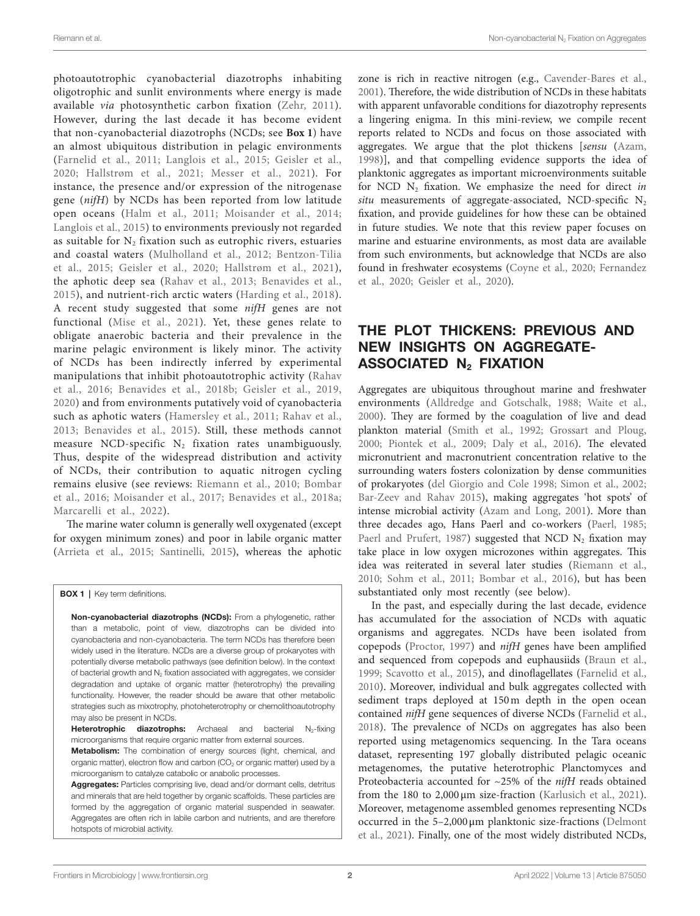photoautotrophic cyanobacterial diazotrophs inhabiting oligotrophic and sunlit environments where energy is made available *via* photosynthetic carbon fixation (Zehr, 2011). However, during the last decade it has become evident that non-cyanobacterial diazotrophs (NCDs; see **Box 1**) have an almost ubiquitous distribution in pelagic environments (Farnelid et al., 2011; Langlois et al., 2015; Geisler et al., 2020; Hallstrøm et al., 2021; Messer et al., 2021). For instance, the presence and/or expression of the nitrogenase gene (*nifH*) by NCDs has been reported from low latitude open oceans (Halm et al., 2011; Moisander et al., 2014; Langlois et al., 2015) to environments previously not regarded as suitable for $N_2$ fixation such as eutrophic rivers, estuaries and coastal waters (Mulholland et al., 2012; Bentzon-Tilia et al., 2015; Geisler et al., 2020; Hallstrøm et al., 2021), the aphotic deep sea (Rahav et al., 2013; Benavides et al., 2015), and nutrient-rich arctic waters (Harding et al., 2018). A recent study suggested that some *nifH* genes are not functional (Mise et al., 2021). Yet, these genes relate to obligate anaerobic bacteria and their prevalence in the marine pelagic environment is likely minor. The activity of NCDs has been indirectly inferred by experimental manipulations that inhibit photoautotrophic activity (Rahav et al., 2016; Benavides et al., 2018b; Geisler et al., 2019, 2020) and from environments putatively void of cyanobacteria such as aphotic waters (Hamersley et al., 2011; Rahav et al., 2013; Benavides et al., 2015). Still, these methods cannot measure NCD-specific $N_2$ fixation rates unambiguously. Thus, despite of the widespread distribution and activity of NCDs, their contribution to aquatic nitrogen cycling remains elusive (see reviews: Riemann et al., 2010; Bombar et al., 2016; Moisander et al., 2017; Benavides et al., 2018a; Marcarelli et al., 2022).

The marine water column is generally well oxygenated (except for oxygen minimum zones) and poor in labile organic matter (Arrieta et al., 2015; Santinelli, 2015), whereas the aphotic zone is rich in reactive nitrogen (e.g., Cavender-Bares et al., 2001). Therefore, the wide distribution of NCDs in these habitats with apparent unfavorable conditions for diazotrophy represents a lingering enigma. In this mini-review, we compile recent reports related to NCDs and focus on those associated with aggregates. We argue that the plot thickens [*sensu* (Azam, 1998)], and that compelling evidence supports the idea of planktonic aggregates as important microenvironments suitable for NCD $N_2$ fixation. We emphasize the need for direct *in situ* measurements of aggregate-associated, NCD-specific $N_2$ fixation, and provide guidelines for how these can be obtained in future studies. We note that this review paper focuses on marine and estuarine environments, as most data are available from such environments, but acknowledge that NCDs are also found in freshwater ecosystems (Coyne et al., 2020; Fernandez et al., 2020; Geisler et al., 2020).

**BOX 1** | Key term definitions.

**Non-cyanobacterial diazotrophs (NCDs):** From a phylogenetic, rather than a metabolic, point of view, diazotrophs can be divided into cyanobacteria and non-cyanobacteria. The term NCDs has therefore been widely used in the literature. NCDs are a diverse group of prokaryotes with potentially diverse metabolic pathways (see definition below). In the context of bacterial growth and $N_2$ fixation associated with aggregates, we consider degradation and uptake of organic matter (heterotrophy) the prevailing functionality. However, the reader should be aware that other metabolic strategies such as mixotrophy, photoheterotrophy or chemolithoautotrophy may also be present in NCDs.

**Heterotrophic diazotrophs:** Archaeal and bacterial $N_2$-fixing microorganisms that require organic matter from external sources.

**Metabolism:** The combination of energy sources (light, chemical, and organic matter), electron flow and carbon ($CO_2$ or organic matter) used by a microorganism to catalyze catabolic or anabolic processes.

**Aggregates:** Particles comprising live, dead and/or dormant cells, detritus and minerals that are held together by organic scaffolds. These particles are formed by the aggregation of organic material suspended in seawater. Aggregates are often rich in labile carbon and nutrients, and are therefore hotspots of microbial activity.

## THE PLOT THICKENS: PREVIOUS AND NEW INSIGHTS ON AGGREGATE-ASSOCIATED $N_2$ FIXATION

Aggregates are ubiquitous throughout marine and freshwater environments (Alldredge and Gotschalk, 1988; Waite et al., 2000). They are formed by the coagulation of live and dead plankton material (Smith et al., 1992; Grossart and Ploug, 2000; Piontek et al., 2009; Daly et al., 2016). The elevated micronutrient and macronutrient concentration relative to the surrounding waters fosters colonization by dense communities of prokaryotes (del Giorgio and Cole 1998; Simon et al., 2002; Bar-Zeev and Rahav 2015), making aggregates 'hot spots' of intense microbial activity (Azam and Long, 2001). More than three decades ago, Hans Paerl and co-workers (Paerl, 1985; Paerl and Prufert, 1987) suggested that NCD $N_2$ fixation may take place in low oxygen microzones within aggregates. This idea was reiterated in several later studies (Riemann et al., 2010; Sohm et al., 2011; Bombar et al., 2016), but has been substantiated only most recently (see below).

In the past, and especially during the last decade, evidence has accumulated for the association of NCDs with aquatic organisms and aggregates. NCDs have been isolated from copepods (Proctor, 1997) and *nifH* genes have been amplified and sequenced from copepods and euphausiids (Braun et al., 1999; Scavotto et al., 2015), and dinoflagellates (Farnelid et al., 2010). Moreover, individual and bulk aggregates collected with sediment traps deployed at 150 m depth in the open ocean contained *nifH* gene sequences of diverse NCDs (Farnelid et al., 2018). The prevalence of NCDs on aggregates has also been reported using metagenomics sequencing. In the Tara oceans dataset, representing 197 globally distributed pelagic oceanic metagenomes, the putative heterotrophic Planctomyces and Proteobacteria accounted for ~25% of the *nifH* reads obtained from the 180 to 2,000 μm size-fraction (Karlusich et al., 2021). Moreover, metagenome assembled genomes representing NCDs occurred in the 5–2,000 μm planktonic size-fractions (Delmont et al., 2021). Finally, one of the most widely distributed NCDs,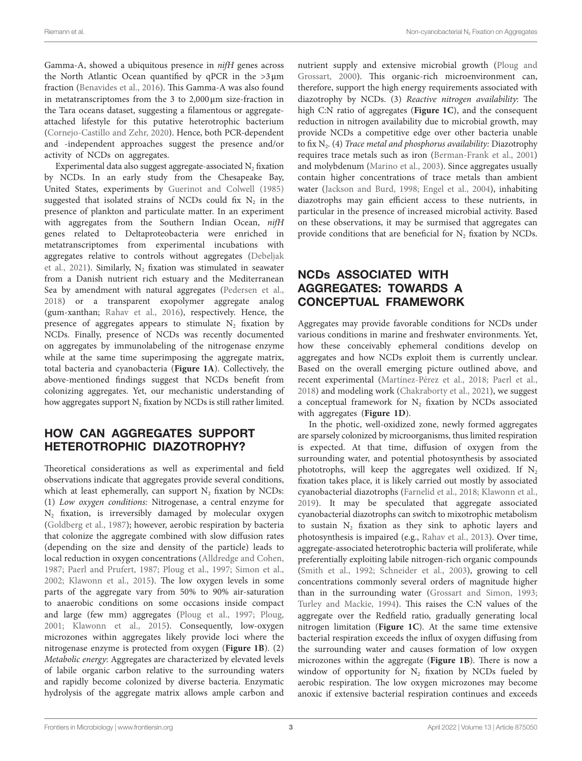Gamma-A, showed a ubiquitous presence in *nifH* genes across the North Atlantic Ocean quantified by qPCR in the >3 µm fraction (Benavides et al., 2016). This Gamma-A was also found in metatranscriptomes from the 3 to 2,000 µm size-fraction in the Tara oceans dataset, suggesting a filamentous or aggregate-attached lifestyle for this putative heterotrophic bacterium (Cornejo-Castillo and Zehr, 2020). Hence, both PCR-dependent and -independent approaches suggest the presence and/or activity of NCDs on aggregates.

Experimental data also suggest aggregate-associated $N_2$ fixation by NCDs. In an early study from the Chesapeake Bay, United States, experiments by Guerinot and Colwell (1985) suggested that isolated strains of NCDs could fix $N_2$ in the presence of plankton and particulate matter. In an experiment with aggregates from the Southern Indian Ocean, *nifH* genes related to Deltaproteobacteria were enriched in metatranscriptomes from experimental incubations with aggregates relative to controls without aggregates (Debeljak et al., 2021). Similarly, $N_2$ fixation was stimulated in seawater from a Danish nutrient rich estuary and the Mediterranean Sea by amendment with natural aggregates (Pedersen et al., 2018) or a transparent exopolymer aggregate analog (gum-xanthan; Rahav et al., 2016), respectively. Hence, the presence of aggregates appears to stimulate $N_2$ fixation by NCDs. Finally, presence of NCDs was recently documented on aggregates by immunolabeling of the nitrogenase enzyme while at the same time superimposing the aggregate matrix, total bacteria and cyanobacteria (**Figure 1A**). Collectively, the above-mentioned findings suggest that NCDs benefit from colonizing aggregates. Yet, our mechanistic understanding of how aggregates support $N_2$ fixation by NCDs is still rather limited.

## HOW CAN AGGREGATES SUPPORT HETEROTROPHIC DIAZOTROPHY?

Theoretical considerations as well as experimental and field observations indicate that aggregates provide several conditions, which at least ephemerally, can support $N_2$ fixation by NCDs: (1) *Low oxygen conditions:* Nitrogenase, a central enzyme for $N_2$ fixation, is irreversibly damaged by molecular oxygen (Goldberg et al., 1987); however, aerobic respiration by bacteria that colonize the aggregate combined with slow diffusion rates (depending on the size and density of the particle) leads to local reduction in oxygen concentrations (Alldredge and Cohen, 1987; Paerl and Prufert, 1987; Ploug et al., 1997; Simon et al., 2002; Klawonn et al., 2015). The low oxygen levels in some parts of the aggregate vary from 50% to 90% air-saturation to anaerobic conditions on some occasions inside compact and large (few mm) aggregates (Ploug et al., 1997; Ploug, 2001; Klawonn et al., 2015). Consequently, low-oxygen microzones within aggregates likely provide loci where the nitrogenase enzyme is protected from oxygen (**Figure 1B**). (2) *Metabolic energy*: Aggregates are characterized by elevated levels of labile organic carbon relative to the surrounding waters and rapidly become colonized by diverse bacteria. Enzymatic hydrolysis of the aggregate matrix allows ample carbon and nutrient supply and extensive microbial growth (Ploug and Grossart, 2000). This organic-rich microenvironment can, therefore, support the high energy requirements associated with diazotrophy by NCDs. (3) *Reactive nitrogen availability*: The high C:N ratio of aggregates (**Figure 1C**), and the consequent reduction in nitrogen availability due to microbial growth, may provide NCDs a competitive edge over other bacteria unable to fix $N_2$. (4) *Trace metal and phosphorus availability:* Diazotrophy requires trace metals such as iron (Berman-Frank et al., 2001) and molybdenum (Marino et al., 2003). Since aggregates usually contain higher concentrations of trace metals than ambient water (Jackson and Burd, 1998; Engel et al., 2004), inhabiting diazotrophs may gain efficient access to these nutrients, in particular in the presence of increased microbial activity. Based on these observations, it may be surmised that aggregates can provide conditions that are beneficial for $N_2$ fixation by NCDs.

## NCDs ASSOCIATED WITH AGGREGATES: TOWARDS A CONCEPTUAL FRAMEWORK

Aggregates may provide favorable conditions for NCDs under various conditions in marine and freshwater environments. Yet, how these conceivably ephemeral conditions develop on aggregates and how NCDs exploit them is currently unclear. Based on the overall emerging picture outlined above, and recent experimental (Martínez-Pérez et al., 2018; Paerl et al., 2018) and modeling work (Chakraborty et al., 2021), we suggest a conceptual framework for $N_2$ fixation by NCDs associated with aggregates (**Figure 1D**).

In the photic, well-oxidized zone, newly formed aggregates are sparsely colonized by microorganisms, thus limited respiration is expected. At that time, diffusion of oxygen from the surrounding water, and potential photosynthesis by associated phototrophs, will keep the aggregates well oxidized. If $N_2$ fixation takes place, it is likely carried out mostly by associated cyanobacterial diazotrophs (Farnelid et al., 2018; Klawonn et al., 2019). It may be speculated that aggregate associated cyanobacterial diazotrophs can switch to mixotrophic metabolism to sustain $N_2$ fixation as they sink to aphotic layers and photosynthesis is impaired (e.g., Rahav et al., 2013). Over time, aggregate-associated heterotrophic bacteria will proliferate, while preferentially exploiting labile nitrogen-rich organic compounds (Smith et al., 1992; Schneider et al., 2003), growing to cell concentrations commonly several orders of magnitude higher than in the surrounding water (Grossart and Simon, 1993; Turley and Mackie, 1994). This raises the C:N values of the aggregate over the Redfield ratio, gradually generating local nitrogen limitation (**Figure 1C**). At the same time extensive bacterial respiration exceeds the influx of oxygen diffusing from the surrounding water and causes formation of low oxygen microzones within the aggregate (**Figure 1B**). There is now a window of opportunity for $N_2$ fixation by NCDs fueled by aerobic respiration. The low oxygen microzones may become anoxic if extensive bacterial respiration continues and exceeds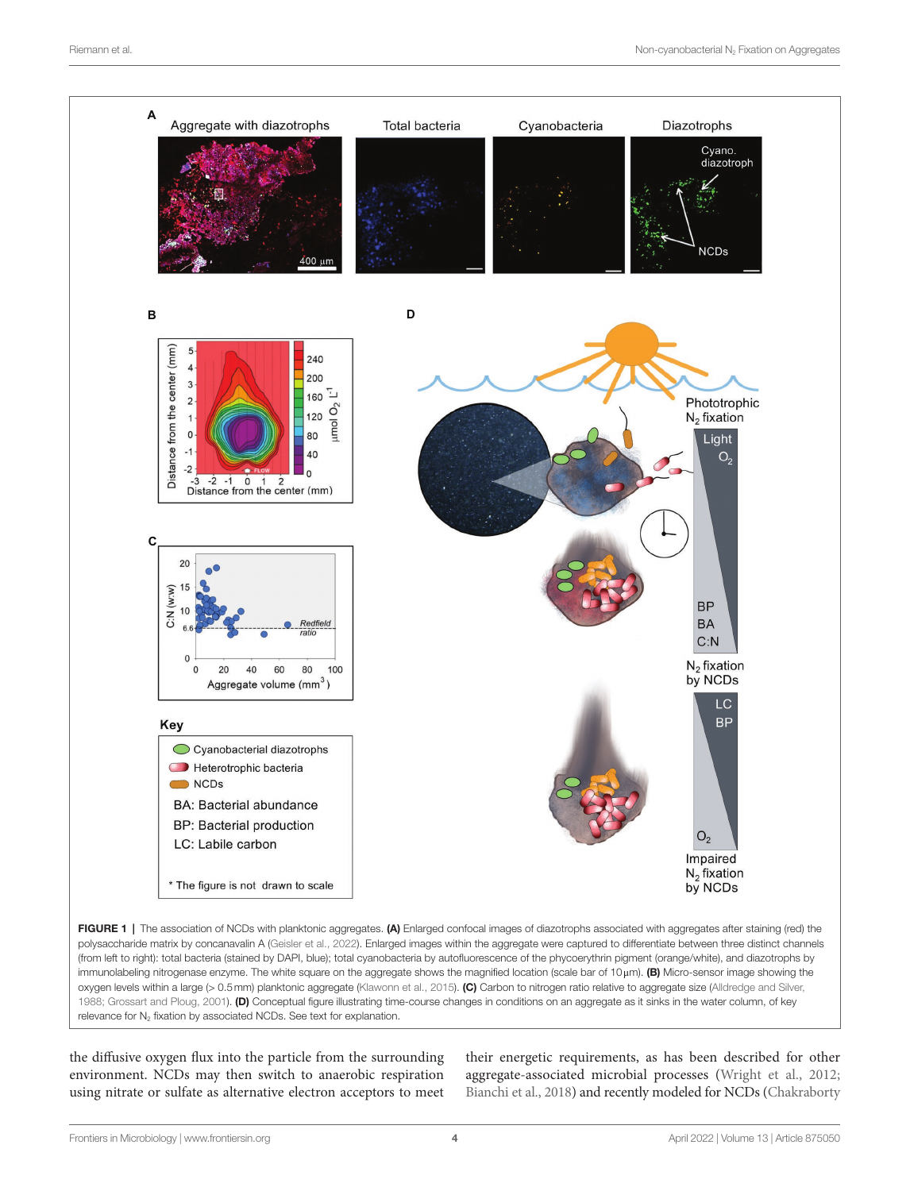**FIGURE 1 |** The association of NCDs with planktonic aggregates. **(A)** Enlarged confocal images of diazotrophs associated with aggregates after staining (red) the polysaccharide matrix by concanavalin A (Geisler et al., 2022). Enlarged images within the aggregate were captured to differentiate between three distinct channels (from left to right): total bacteria (stained by DAPI, blue); total cyanobacteria by autofluorescence of the phycoerythrin pigment (orange/white), and diazotrophs by immunolabeling nitrogenase enzyme. The white square on the aggregate shows the magnified location (scale bar of 10 μm). **(B)** Micro-sensor image showing the oxygen levels within a large (> 0.5 mm) planktonic aggregate (Klawonn et al., 2015). **(C)** Carbon to nitrogen ratio relative to aggregate size (Alldredge and Silver, 1988; Grossart and Ploug, 2001). **(D)** Conceptual figure illustrating time-course changes in conditions on an aggregate as it sinks in the water column, of key relevance for $N_2$ fixation by associated NCDs. See text for explanation.

the diffusive oxygen flux into the particle from the surrounding environment. NCDs may then switch to anaerobic respiration using nitrate or sulfate as alternative electron acceptors to meet their energetic requirements, as has been described for other aggregate-associated microbial processes (Wright et al., 2012; Bianchi et al., 2018) and recently modeled for NCDs (Chakraborty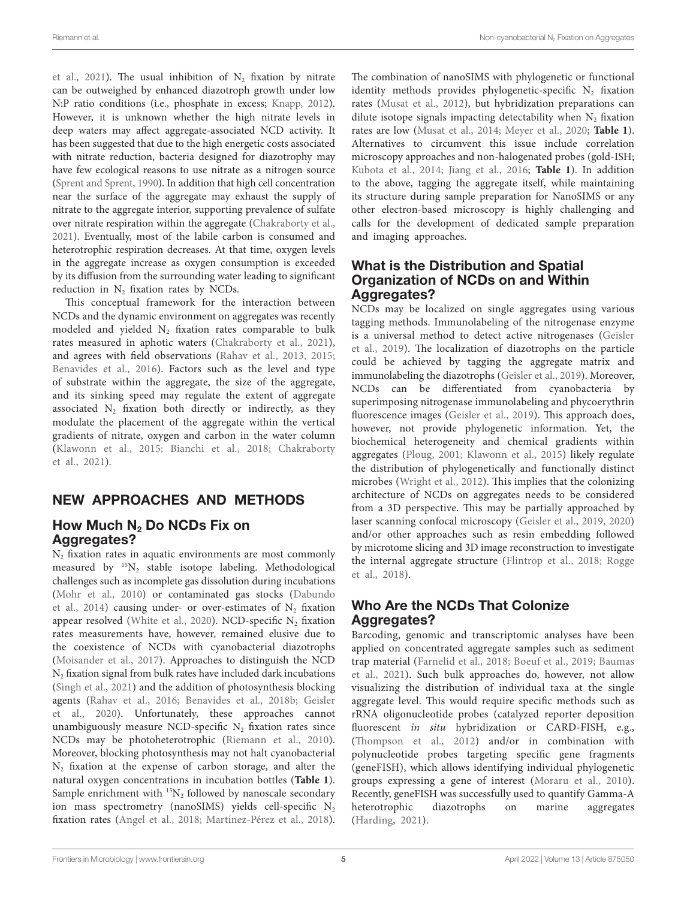et al., 2021). The usual inhibition of $N_2$ fixation by nitrate can be outweighed by enhanced diazotroph growth under low N:P ratio conditions (i.e., phosphate in excess; Knapp, 2012). However, it is unknown whether the high nitrate levels in deep waters may affect aggregate-associated NCD activity. It has been suggested that due to the high energetic costs associated with nitrate reduction, bacteria designed for diazotrophy may have few ecological reasons to use nitrate as a nitrogen source (Sprent and Sprent, 1990). In addition that high cell concentration near the surface of the aggregate may exhaust the supply of nitrate to the aggregate interior, supporting prevalence of sulfate over nitrate respiration within the aggregate (Chakraborty et al., 2021). Eventually, most of the labile carbon is consumed and heterotrophic respiration decreases. At that time, oxygen levels in the aggregate increase as oxygen consumption is exceeded by its diffusion from the surrounding water leading to significant reduction in $N_2$ fixation rates by NCDs.

This conceptual framework for the interaction between NCDs and the dynamic environment on aggregates was recently modeled and yielded $N_2$ fixation rates comparable to bulk rates measured in aphotic waters (Chakraborty et al., 2021), and agrees with field observations (Rahav et al., 2013, 2015; Benavides et al., 2016). Factors such as the level and type of substrate within the aggregate, the size of the aggregate, and its sinking speed may regulate the extent of aggregate associated $N_2$ fixation both directly or indirectly, as they modulate the placement of the aggregate within the vertical gradients of nitrate, oxygen and carbon in the water column (Klawonn et al., 2015; Bianchi et al., 2018; Chakraborty et al., 2021).

## NEW APPROACHES AND METHODS

### How Much $N_2$ Do NCDs Fix on Aggregates?

$N_2$ fixation rates in aquatic environments are most commonly measured by $^{15}N_2$ stable isotope labeling. Methodological challenges such as incomplete gas dissolution during incubations (Mohr et al., 2010) or contaminated gas stocks (Dabundo et al., 2014) causing under- or over-estimates of $N_2$ fixation appear resolved (White et al., 2020). NCD-specific $N_2$ fixation rates measurements have, however, remained elusive due to the coexistence of NCDs with cyanobacterial diazotrophs (Moisander et al., 2017). Approaches to distinguish the NCD $N_2$ fixation signal from bulk rates have included dark incubations (Singh et al., 2021) and the addition of photosynthesis blocking agents (Rahav et al., 2016; Benavides et al., 2018b; Geisler et al., 2020). Unfortunately, these approaches cannot unambiguously measure NCD-specific $N_2$ fixation rates since NCDs may be photoheterotrophic (Riemann et al., 2010). Moreover, blocking photosynthesis may not halt cyanobacterial $N_2$ fixation at the expense of carbon storage, and alter the natural oxygen concentrations in incubation bottles (**Table 1**). Sample enrichment with $^{15}N_2$ followed by nanoscale secondary ion mass spectrometry (nanoSIMS) yields cell-specific $N_2$ fixation rates (Angel et al., 2018; Martínez-Pérez et al., 2018). The combination of nanoSIMS with phylogenetic or functional identity methods provides phylogenetic-specific $N_2$ fixation rates (Musat et al., 2012), but hybridization preparations can dilute isotope signals impacting detectability when $N_2$ fixation rates are low (Musat et al., 2014; Meyer et al., 2020; **Table 1**). Alternatives to circumvent this issue include correlation microscopy approaches and non-halogenated probes (gold-ISH; Kubota et al., 2014; Jiang et al., 2016; **Table 1**). In addition to the above, tagging the aggregate itself, while maintaining its structure during sample preparation for NanoSIMS or any other electron-based microscopy is highly challenging and calls for the development of dedicated sample preparation and imaging approaches.

### What is the Distribution and Spatial Organization of NCDs on and Within Aggregates?

NCDs may be localized on single aggregates using various tagging methods. Immunolabeling of the nitrogenase enzyme is a universal method to detect active nitrogenases (Geisler et al., 2019). The localization of diazotrophs on the particle could be achieved by tagging the aggregate matrix and immunolabeling the diazotrophs (Geisler et al., 2019). Moreover, NCDs can be differentiated from cyanobacteria by superimposing nitrogenase immunolabeling and phycoerythrin fluorescence images (Geisler et al., 2019). This approach does, however, not provide phylogenetic information. Yet, the biochemical heterogeneity and chemical gradients within aggregates (Ploug, 2001; Klawonn et al., 2015) likely regulate the distribution of phylogenetically and functionally distinct microbes (Wright et al., 2012). This implies that the colonizing architecture of NCDs on aggregates needs to be considered from a 3D perspective. This may be partially approached by laser scanning confocal microscopy (Geisler et al., 2019, 2020) and/or other approaches such as resin embedding followed by microtome slicing and 3D image reconstruction to investigate the internal aggregate structure (Flintrop et al., 2018; Rogge et al., 2018).

### Who Are the NCDs That Colonize Aggregates?

Barcoding, genomic and transcriptomic analyses have been applied on concentrated aggregate samples such as sediment trap material (Farnelid et al., 2018; Boeuf et al., 2019; Baumas et al., 2021). Such bulk approaches do, however, not allow visualizing the distribution of individual taxa at the single aggregate level. This would require specific methods such as rRNA oligonucleotide probes (catalyzed reporter deposition fluorescent *in situ* hybridization or CARD-FISH, e.g., (Thompson et al., 2012) and/or in combination with polynucleotide probes targeting specific gene fragments (geneFISH), which allows identifying individual phylogenetic groups expressing a gene of interest (Moraru et al., 2010). Recently, geneFISH was successfully used to quantify Gamma-A heterotrophic diazotrophs on marine aggregates (Harding, 2021).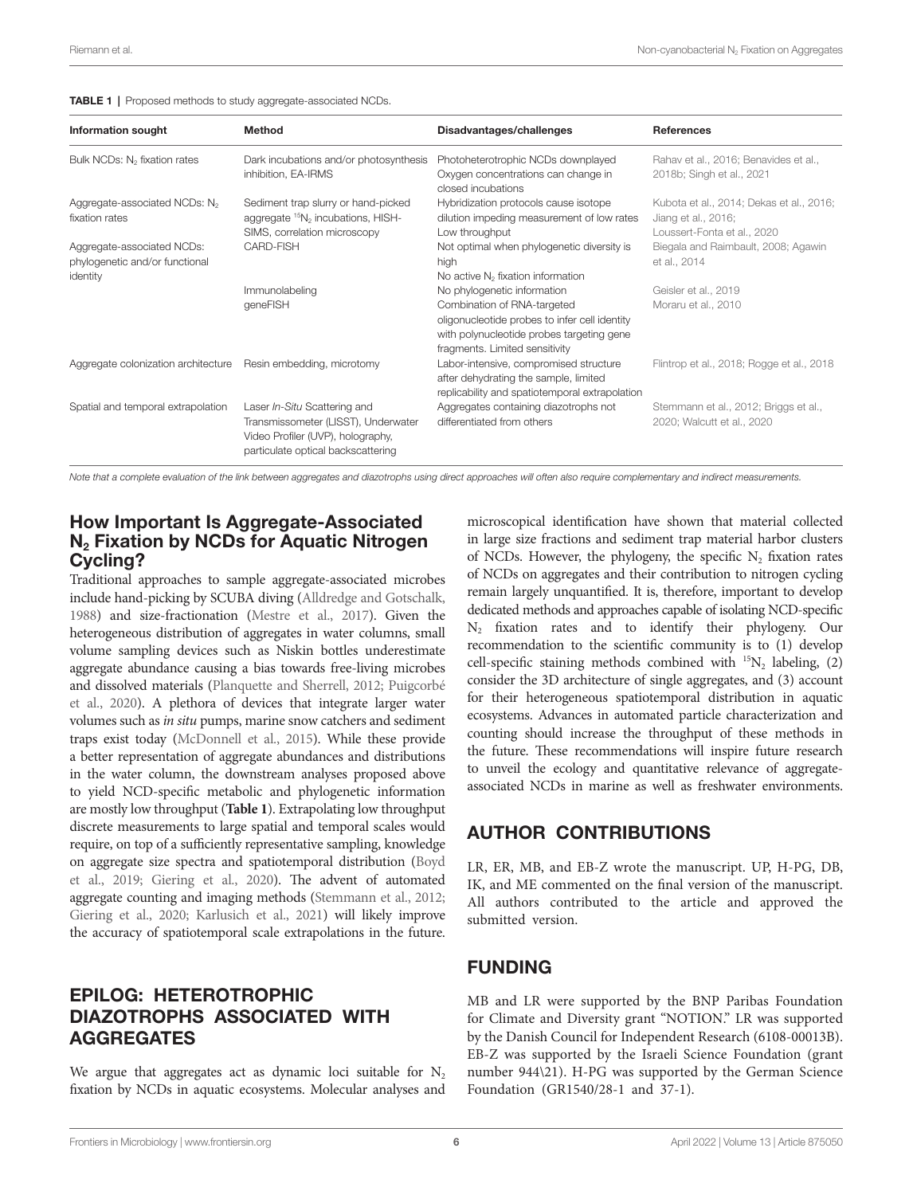**TABLE 1** | Proposed methods to study aggregate-associated NCDs.

| Information sought | Method | Disadvantages/challenges | References |
|---|---|---|---|
| Bulk NCDs: $N_2$ fixation rates | Dark incubations and/or photosynthesis inhibition, EA-IRMS | Photoheterotrophic NCDs downplayed<br>Oxygen concentrations can change in closed incubations | Rahav et al., 2016; Benavides et al., 2018b; Singh et al., 2021 |
| Aggregate-associated NCDs: $N_2$ fixation rates | Sediment trap slurry or hand-picked aggregate $^{15}N_2$ incubations, HISH-SIMS, correlation microscopy | Hybridization protocols cause isotope dilution impeding measurement of low rates<br>Low throughput | Kubota et al., 2014; Dekas et al., 2016; Jiang et al., 2016; Loussert-Fonta et al., 2020 |
| Aggregate-associated NCDs: phylogenetic and/or functional identity | CARD-FISH | Not optimal when phylogenetic diversity is high<br>No active $N_2$ fixation information | Biegala and Raimbault, 2008; Agawin et al., 2014 |
| | Immunolabeling | No phylogenetic information | Geisler et al., 2019 |
| | geneFISH | Combination of RNA-targeted oligonucleotide probes to infer cell identity with polynucleotide probes targeting gene fragments. Limited sensitivity | Moraru et al., 2010 |
| Aggregate colonization architecture | Resin embedding, microtomy | Labor-intensive, compromised structure after dehydrating the sample, limited replicability and spatiotemporal extrapolation | Flintrop et al., 2018; Rogge et al., 2018 |
| Spatial and temporal extrapolation | Laser *In-Situ* Scattering and Transmissometer (LISST), Underwater Video Profiler (UVP), holography, particulate optical backscattering | Aggregates containing diazotrophs not differentiated from others | Stemmann et al., 2012; Briggs et al., 2020; Walcutt et al., 2020 |

*Note that a complete evaluation of the link between aggregates and diazotrophs using direct approaches will often also require complementary and indirect measurements.*

## How Important Is Aggregate-Associated $N_2$ Fixation by NCDs for Aquatic Nitrogen Cycling?

Traditional approaches to sample aggregate-associated microbes include hand-picking by SCUBA diving (Alldredge and Gotschalk, 1988) and size-fractionation (Mestre et al., 2017). Given the heterogeneous distribution of aggregates in water columns, small volume sampling devices such as Niskin bottles underestimate aggregate abundance causing a bias towards free-living microbes and dissolved materials (Planquette and Sherrell, 2012; Puigcorbé et al., 2020). A plethora of devices that integrate larger water volumes such as *in situ* pumps, marine snow catchers and sediment traps exist today (McDonnell et al., 2015). While these provide a better representation of aggregate abundances and distributions in the water column, the downstream analyses proposed above to yield NCD-specific metabolic and phylogenetic information are mostly low throughput (**Table 1**). Extrapolating low throughput discrete measurements to large spatial and temporal scales would require, on top of a sufficiently representative sampling, knowledge on aggregate size spectra and spatiotemporal distribution (Boyd et al., 2019; Giering et al., 2020). The advent of automated aggregate counting and imaging methods (Stemmann et al., 2012; Giering et al., 2020; Karlusich et al., 2021) will likely improve the accuracy of spatiotemporal scale extrapolations in the future.

## EPILOG: HETEROTROPHIC DIAZOTROPHS ASSOCIATED WITH AGGREGATES

We argue that aggregates act as dynamic loci suitable for $N_2$ fixation by NCDs in aquatic ecosystems. Molecular analyses and microscopical identification have shown that material collected in large size fractions and sediment trap material harbor clusters of NCDs. However, the phylogeny, the specific $N_2$ fixation rates of NCDs on aggregates and their contribution to nitrogen cycling remain largely unquantified. It is, therefore, important to develop dedicated methods and approaches capable of isolating NCD-specific $N_2$ fixation rates and to identify their phylogeny. Our recommendation to the scientific community is to (1) develop cell-specific staining methods combined with $^{15}N_2$ labeling, (2) consider the 3D architecture of single aggregates, and (3) account for their heterogeneous spatiotemporal distribution in aquatic ecosystems. Advances in automated particle characterization and counting should increase the throughput of these methods in the future. These recommendations will inspire future research to unveil the ecology and quantitative relevance of aggregate-associated NCDs in marine as well as freshwater environments.

## AUTHOR CONTRIBUTIONS

LR, ER, MB, and EB-Z wrote the manuscript. UP, H-PG, DB, IK, and ME commented on the final version of the manuscript. All authors contributed to the article and approved the submitted version.

## FUNDING

MB and LR were supported by the BNP Paribas Foundation for Climate and Diversity grant "NOTION." LR was supported by the Danish Council for Independent Research (6108-00013B). EB-Z was supported by the Israeli Science Foundation (grant number 944\21). H-PG was supported by the German Science Foundation (GR1540/28-1 and 37-1).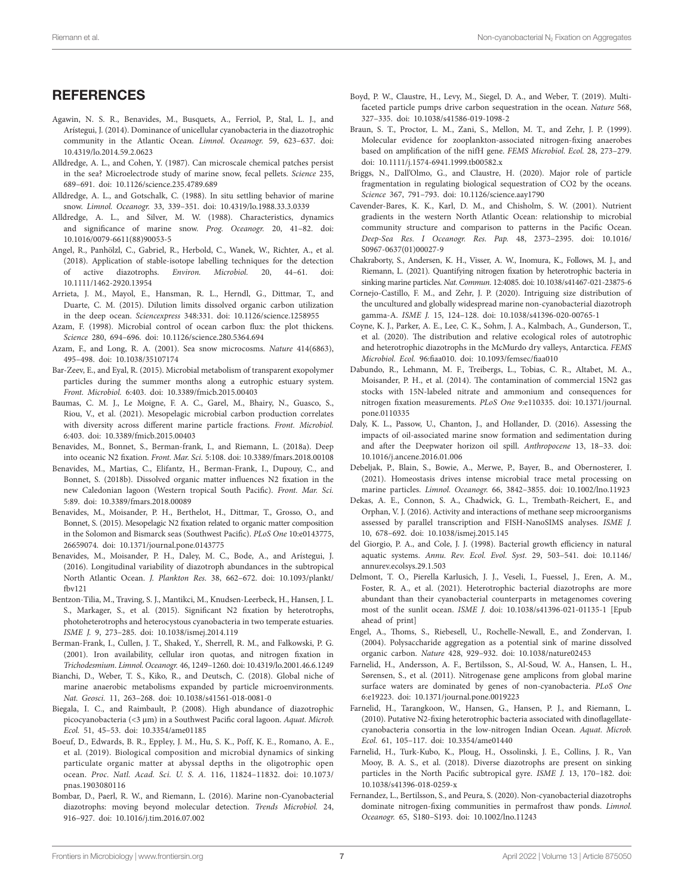## REFERENCES

Agawin, N. S. R., Benavides, M., Busquets, A., Ferriol, P., Stal, L. J., and Arístegui, J. (2014). Dominance of unicellular cyanobacteria in the diazotrophic community in the Atlantic Ocean. *Limnol. Oceanogr.* 59, 623–637. doi: 10.4319/lo.2014.59.2.0623

Alldredge, A. L., and Cohen, Y. (1987). Can microscale chemical patches persist in the sea? Microelectrode study of marine snow, fecal pellets. *Science* 235, 689–691. doi: 10.1126/science.235.4789.689

Alldredge, A. L., and Gotschalk, C. (1988). In situ settling behavior of marine snow. *Limnol. Oceanogr.* 33, 339–351. doi: 10.4319/lo.1988.33.3.0339

Alldredge, A. L., and Silver, M. W. (1988). Characteristics, dynamics and significance of marine snow. *Prog. Oceanogr.* 20, 41–82. doi: 10.1016/0079-6611(88)90053-5

Angel, R., Panhölzl, C., Gabriel, R., Herbold, C., Wanek, W., Richter, A., et al. (2018). Application of stable-isotope labelling techniques for the detection of active diazotrophs. *Environ. Microbiol.* 20, 44–61. doi: 10.1111/1462-2920.13954

Arrieta, J. M., Mayol, E., Hansman, R. L., Herndl, G., Dittmar, T., and Duarte, C. M. (2015). Dilution limits dissolved organic carbon utilization in the deep ocean. *Sciencexpress* 348:331. doi: 10.1126/science.1258955

Azam, F. (1998). Microbial control of ocean carbon flux: the plot thickens. *Science* 280, 694–696. doi: 10.1126/science.280.5364.694

Azam, F., and Long, R. A. (2001). Sea snow microcosms. *Nature* 414(6863), 495–498. doi: 10.1038/35107174

Bar-Zeev, E., and Eyal, R. (2015). Microbial metabolism of transparent exopolymer particles during the summer months along a eutrophic estuary system. *Front. Microbiol.* 6:403. doi: 10.3389/fmicb.2015.00403

Baumas, C. M. J., Le Moigne, F. A. C., Garel, M., Bhairy, N., Guasco, S., Riou, V., et al. (2021). Mesopelagic microbial carbon production correlates with diversity across different marine particle fractions. *Front. Microbiol.* 6:403. doi: 10.3389/fmicb.2015.00403

Benavides, M., Bonnet, S., Berman-frank, I., and Riemann, L. (2018a). Deep into oceanic N2 fixation. *Front. Mar. Sci.* 5:108. doi: 10.3389/fmars.2018.00108

Benavides, M., Martias, C., Elifantz, H., Berman-Frank, I., Dupouy, C., and Bonnet, S. (2018b). Dissolved organic matter influences N2 fixation in the new Caledonian lagoon (Western tropical South Pacific). *Front. Mar. Sci.* 5:89. doi: 10.3389/fmars.2018.00089

Benavides, M., Moisander, P. H., Berthelot, H., Dittmar, T., Grosso, O., and Bonnet, S. (2015). Mesopelagic N2 fixation related to organic matter composition in the Solomon and Bismarck seas (Southwest Pacific). *PLoS One* 10:e0143775, 26659074. doi: 10.1371/journal.pone.0143775

Benavides, M., Moisander, P. H., Daley, M. C., Bode, A., and Arístegui, J. (2016). Longitudinal variability of diazotroph abundances in the subtropical North Atlantic Ocean. *J. Plankton Res.* 38, 662–672. doi: 10.1093/plankt/fbv121

Bentzon-Tilia, M., Traving, S. J., Mantikci, M., Knudsen-Leerbeck, H., Hansen, J. L. S., Markager, S., et al. (2015). Significant N2 fixation by heterotrophs, photoheterotrophs and heterocystous cyanobacteria in two temperate estuaries. *ISME J.* 9, 273–285. doi: 10.1038/ismej.2014.119

Berman-Frank, I., Cullen, J. T., Shaked, Y., Sherrell, R. M., and Falkowski, P. G. (2001). Iron availability, cellular iron quotas, and nitrogen fixation in *Trichodesmium*. *Limnol. Oceanogr.* 46, 1249–1260. doi: 10.4319/lo.2001.46.6.1249

Bianchi, D., Weber, T. S., Kiko, R., and Deutsch, C. (2018). Global niche of marine anaerobic metabolisms expanded by particle microenvironments. *Nat. Geosci.* 11, 263–268. doi: 10.1038/s41561-018-0081-0

Biegala, I. C., and Raimbault, P. (2008). High abundance of diazotrophic picocyanobacteria (<3 μm) in a Southwest Pacific coral lagoon. *Aquat. Microb. Ecol.* 51, 45–53. doi: 10.3354/ame01185

Boeuf, D., Edwards, B. R., Eppley, J. M., Hu, S. K., Poff, K. E., Romano, A. E., et al. (2019). Biological composition and microbial dynamics of sinking particulate organic matter at abyssal depths in the oligotrophic open ocean. *Proc. Natl. Acad. Sci. U. S. A.* 116, 11824–11832. doi: 10.1073/pnas.1903080116

Bombar, D., Paerl, R. W., and Riemann, L. (2016). Marine non-Cyanobacterial diazotrophs: moving beyond molecular detection. *Trends Microbiol.* 24, 916–927. doi: 10.1016/j.tim.2016.07.002

Boyd, P. W., Claustre, H., Levy, M., Siegel, D. A., and Weber, T. (2019). Multi-faceted particle pumps drive carbon sequestration in the ocean. *Nature* 568, 327–335. doi: 10.1038/s41586-019-1098-2

Braun, S. T., Proctor, L. M., Zani, S., Mellon, M. T., and Zehr, J. P. (1999). Molecular evidence for zooplankton-associated nitrogen-fixing anaerobes based on amplification of the nifH gene. *FEMS Microbiol. Ecol.* 28, 273–279. doi: 10.1111/j.1574-6941.1999.tb00582.x

Briggs, N., Dall'Olmo, G., and Claustre, H. (2020). Major role of particle fragmentation in regulating biological sequestration of CO2 by the oceans. *Science* 367, 791–793. doi: 10.1126/science.aay1790

Cavender-Bares, K. K., Karl, D. M., and Chisholm, S. W. (2001). Nutrient gradients in the western North Atlantic Ocean: relationship to microbial community structure and comparison to patterns in the Pacific Ocean. *Deep-Sea Res. I Oceanogr. Res. Pap.* 48, 2373–2395. doi: 10.1016/S0967-0637(01)00027-9

Chakraborty, S., Andersen, K. H., Visser, A. W., Inomura, K., Follows, M. J., and Riemann, L. (2021). Quantifying nitrogen fixation by heterotrophic bacteria in sinking marine particles. *Nat. Commun.* 12:4085. doi: 10.1038/s41467-021-23875-6

Cornejo-Castillo, F. M., and Zehr, J. P. (2020). Intriguing size distribution of the uncultured and globally widespread marine non-cyanobacterial diazotroph gamma-A. *ISME J.* 15, 124–128. doi: 10.1038/s41396-020-00765-1

Coyne, K. J., Parker, A. E., Lee, C. K., Sohm, J. A., Kalmbach, A., Gunderson, T., et al. (2020). The distribution and relative ecological roles of autotrophic and heterotrophic diazotrophs in the McMurdo dry valleys, Antarctica. *FEMS Microbiol. Ecol.* 96:fiaa010. doi: 10.1093/femsec/fiaa010

Dabundo, R., Lehmann, M. F., Treibergs, L., Tobias, C. R., Altabet, M. A., Moisander, P. H., et al. (2014). The contamination of commercial 15N2 gas stocks with 15N-labeled nitrate and ammonium and consequences for nitrogen fixation measurements. *PLoS One* 9:e110335. doi: 10.1371/journal.pone.0110335

Daly, K. L., Passow, U., Chanton, J., and Hollander, D. (2016). Assessing the impacts of oil-associated marine snow formation and sedimentation during and after the Deepwater horizon oil spill. *Anthropocene* 13, 18–33. doi: 10.1016/j.ancene.2016.01.006

Debeljak, P., Blain, S., Bowie, A., Merwe, P., Bayer, B., and Obernosterer, I. (2021). Homeostasis drives intense microbial trace metal processing on marine particles. *Limnol. Oceanogr.* 66, 3842–3855. doi: 10.1002/lno.11923

Dekas, A. E., Connon, S. A., Chadwick, G. L., Trembath-Reichert, E., and Orphan, V. J. (2016). Activity and interactions of methane seep microorganisms assessed by parallel transcription and FISH-NanoSIMS analyses. *ISME J.* 10, 678–692. doi: 10.1038/ismej.2015.145

del Giorgio, P. A., and Cole, J. J. (1998). Bacterial growth efficiency in natural aquatic systems. *Annu. Rev. Ecol. Evol. Syst.* 29, 503–541. doi: 10.1146/annurev.ecolsys.29.1.503

Delmont, T. O., Pierella Karlusich, J. J., Veseli, I., Fuessel, J., Eren, A. M., Foster, R. A., et al. (2021). Heterotrophic bacterial diazotrophs are more abundant than their cyanobacterial counterparts in metagenomes covering most of the sunlit ocean. *ISME J.* doi: 10.1038/s41396-021-01135-1 [Epub ahead of print]

Engel, A., Thoms, S., Riebesell, U., Rochelle-Newall, E., and Zondervan, I. (2004). Polysaccharide aggregation as a potential sink of marine dissolved organic carbon. *Nature* 428, 929–932. doi: 10.1038/nature02453

Farnelid, H., Andersson, A. F., Bertilsson, S., Al-Soud, W. A., Hansen, L. H., Sørensen, S., et al. (2011). Nitrogenase gene amplicons from global marine surface waters are dominated by genes of non-cyanobacteria. *PLoS One* 6:e19223. doi: 10.1371/journal.pone.0019223

Farnelid, H., Tarangkoon, W., Hansen, G., Hansen, P. J., and Riemann, L. (2010). Putative N2-fixing heterotrophic bacteria associated with dinoflagellate-cyanobacteria consortia in the low-nitrogen Indian Ocean. *Aquat. Microb. Ecol.* 61, 105–117. doi: 10.3354/ame01440

Farnelid, H., Turk-Kubo, K., Ploug, H., Ossolinski, J. E., Collins, J. R., Van Mooy, B. A. S., et al. (2018). Diverse diazotrophs are present on sinking particles in the North Pacific subtropical gyre. *ISME J.* 13, 170–182. doi: 10.1038/s41396-018-0259-x

Fernandez, L., Bertilsson, S., and Peura, S. (2020). Non-cyanobacterial diazotrophs dominate nitrogen-fixing communities in permafrost thaw ponds. *Limnol. Oceanogr.* 65, S180–S193. doi: 10.1002/lno.11243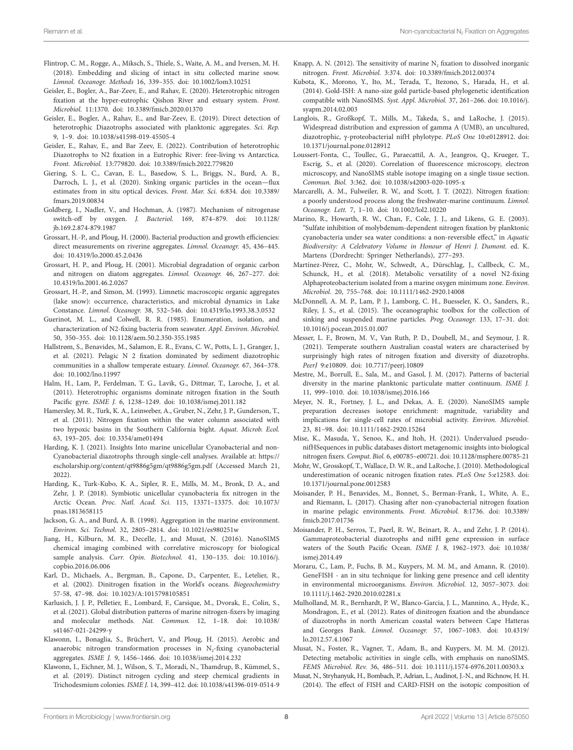Flintrop, C. M., Rogge, A., Miksch, S., Thiele, S., Waite, A. M., and Iversen, M. H. (2018). Embedding and slicing of intact in situ collected marine snow. *Limnol. Oceanogr. Methods* 16, 339–355. doi: 10.1002/lom3.10251

Geisler, E., Bogler, A., Bar-Zeev, E., and Rahav, E. (2020). Heterotrophic nitrogen fixation at the hyper-eutrophic Qishon River and estuary system. *Front. Microbiol.* 11:1370. doi: 10.3389/fmicb.2020.01370

Geisler, E., Bogler, A., Rahav, E., and Bar-Zeev, E. (2019). Direct detection of heterotrophic Diazotrophs associated with planktonic aggregates. *Sci. Rep.* 9, 1–9. doi: 10.1038/s41598-019-45505-4

Geisler, E., Rahav, E., and Bar Zeev, E. (2022). Contribution of heterotrophic Diazotrophs to N2 fixation in a Eutrophic River: free-living vs Antarctica. *Front. Microbiol.* 13:779820. doi: 10.3389/fmicb.2022.779820

Giering, S. L. C., Cavan, E. L., Basedow, S. L., Briggs, N., Burd, A. B., Darroch, L. J., et al. (2020). Sinking organic particles in the ocean—flux estimates from in situ optical devices. *Front. Mar. Sci.* 6:834. doi: 10.3389/fmars.2019.00834

Goldberg, I., Nadler, V., and Hochman, A. (1987). Mechanism of nitrogenase switch-off by oxygen. *J. Bacteriol.* 169, 874–879. doi: 10.1128/jb.169.2.874-879.1987

Grossart, H.-P., and Ploug, H. (2000). Bacterial production and growth efficiencies: direct measurements on riverine aggregates. *Limnol. Oceanogr.* 45, 436–445. doi: 10.4319/lo.2000.45.2.0436

Grossart, H. P., and Ploug, H. (2001). Microbial degradation of organic carbon and nitrogen on diatom aggregates. *Limnol. Oceanogr.* 46, 267–277. doi: 10.4319/lo.2001.46.2.0267

Grossart, H.-P., and Simon, M. (1993). Limnetic macroscopic organic aggregates (lake snow): occurrence, characteristics, and microbial dynamics in Lake Constance. *Limnol. Oceanogr.* 38, 532–546. doi: 10.4319/lo.1993.38.3.0532

Guerinot, M. L., and Colwell, R. R. (1985). Enumeration, isolation, and characterization of N2-fixing bacteria from seawater. *Appl. Environ. Microbiol.* 50, 350–355. doi: 10.1128/aem.50.2.350-355.1985

Hallstrøm, S., Benavides, M., Salamon, E. R., Evans, C. W., Potts, L. J., Granger, J., et al. (2021). Pelagic N 2 fixation dominated by sediment diazotrophic communities in a shallow temperate estuary. *Limnol. Oceanogr.* 67, 364–378. doi: 10.1002/lno.11997

Halm, H., Lam, P., Ferdelman, T. G., Lavik, G., Dittmar, T., Laroche, J., et al. (2011). Heterotrophic organisms dominate nitrogen fixation in the South Pacific gyre. *ISME J.* 6, 1238–1249. doi: 10.1038/ismej.2011.182

Hamersley, M. R., Turk, K. A., Leinweber, A., Gruber, N., Zehr, J. P., Gunderson, T., et al. (2011). Nitrogen fixation within the water column associated with two hypoxic basins in the Southern California bight. *Aquat. Microb. Ecol.* 63, 193–205. doi: 10.3354/ame01494

Harding, K. J. (2021). Insights Into marine unicellular Cyanobacterial and non-Cyanobacterial diazotrophs through single-cell analyses. Available at: https://escholarship.org/content/qt9886g5gm/qt9886g5gm.pdf (Accessed March 21, 2022).

Harding, K., Turk-Kubo, K. A., Sipler, R. E., Mills, M. M., Bronk, D. A., and Zehr, J. P. (2018). Symbiotic unicellular cyanobacteria fix nitrogen in the Arctic Ocean. *Proc. Natl. Acad. Sci.* 115, 13371–13375. doi: 10.1073/pnas.1813658115

Jackson, G. A., and Burd, A. B. (1998). Aggregation in the marine environment. *Environ. Sci. Technol.* 32, 2805–2814. doi: 10.1021/es980251w

Jiang, H., Kilburn, M. R., Decelle, J., and Musat, N. (2016). NanoSIMS chemical imaging combined with correlative microscopy for biological sample analysis. *Curr. Opin. Biotechnol.* 41, 130–135. doi: 10.1016/j.copbio.2016.06.006

Karl, D., Michaels, A., Bergman, B., Capone, D., Carpenter, E., Letelier, R., et al. (2002). Dinitrogen fixation in the World's oceans. *Biogeochemistry* 57-58, 47–98. doi: 10.1023/A:1015798105851

Karlusich, J. J. P., Pelletier, E., Lombard, F., Carsique, M., Dvorak, E., Colin, S., et al. (2021). Global distribution patterns of marine nitrogen-fixers by imaging and molecular methods. *Nat. Commun.* 12, 1–18. doi: 10.1038/s41467-021-24299-y

Klawonn, I., Bonaglia, S., Brüchert, V., and Ploug, H. (2015). Aerobic and anaerobic nitrogen transformation processes in $N_2$-fixing cyanobacterial aggregates. *ISME J.* 9, 1456–1466. doi: 10.1038/ismej.2014.232

Klawonn, I., Eichner, M. J., Wilson, S. T., Moradi, N., Thamdrup, B., Kümmel, S., et al. (2019). Distinct nitrogen cycling and steep chemical gradients in Trichodesmium colonies. *ISME J.* 14, 399–412. doi: 10.1038/s41396-019-0514-9

Knapp, A. N. (2012). The sensitivity of marine $N_2$ fixation to dissolved inorganic nitrogen. *Front. Microbiol.* 3:374. doi: 10.3389/fmicb.2012.00374

Kubota, K., Morono, Y., Ito, M., Terada, T., Itezono, S., Harada, H., et al. (2014). Gold-ISH: A nano-size gold particle-based phylogenetic identification compatible with NanoSIMS. *Syst. Appl. Microbiol.* 37, 261–266. doi: 10.1016/j.syapm.2014.02.003

Langlois, R., Großkopf, T., Mills, M., Takeda, S., and LaRoche, J. (2015). Widespread distribution and expression of gamma A (UMB), an uncultured, diazotrophic, γ-proteobacterial nifH phylotype. *PLoS One* 10:e0128912. doi: 10.1371/journal.pone.0128912

Loussert-Fonta, C., Toullec, G., Paraecattil, A. A., Jeangros, Q., Krueger, T., Escrig, S., et al. (2020). Correlation of fluorescence microscopy, electron microscopy, and NanoSIMS stable isotope imaging on a single tissue section. *Commun. Biol.* 3:362. doi: 10.1038/s42003-020-1095-x

Marcarelli, A. M., Fulweiler, R. W., and Scott, J. T. (2022). Nitrogen fixation: a poorly understood process along the freshwater-marine continuum. *Limnol. Oceanogr. Lett.* 7, 1–10. doi: 10.1002/lol2.10220

Marino, R., Howarth, R. W., Chan, F., Cole, J. J., and Likens, G. E. (2003). "Sulfate inhibition of molybdenum-dependent nitrogen fixation by planktonic cyanobacteria under sea water conditions: a non-reversible effect," in *Aquatic Biodiversity: A Celebratory Volume in Honour of Henri J. Dumont.* ed. K. Martens (Dordrecht: Springer Netherlands), 277–293.

Martínez-Pérez, C., Mohr, W., Schwedt, A., Dürschlag, J., Callbeck, C. M., Schunck, H., et al. (2018). Metabolic versatility of a novel N2-fixing Alphaproteobacterium isolated from a marine oxygen minimum zone. *Environ. Microbiol.* 20, 755–768. doi: 10.1111/1462-2920.14008

McDonnell, A. M. P., Lam, P. J., Lamborg, C. H., Buesseler, K. O., Sanders, R., Riley, J. S., et al. (2015). The oceanographic toolbox for the collection of sinking and suspended marine particles. *Prog. Oceanogr.* 133, 17–31. doi: 10.1016/j.pocean.2015.01.007

Messer, L. F., Brown, M. V., Van Ruth, P. D., Doubell, M., and Seymour, J. R. (2021). Temperate southern Australian coastal waters are characterised by surprisingly high rates of nitrogen fixation and diversity of diazotrophs. *PeerJ* 9:e10809. doi: 10.7717/peerj.10809

Mestre, M., Borrull, E., Sala, M., and Gasol, J. M. (2017). Patterns of bacterial diversity in the marine planktonic particulate matter continuum. *ISME J.* 11, 999–1010. doi: 10.1038/ismej.2016.166

Meyer, N. R., Fortney, J. L., and Dekas, A. E. (2020). NanoSIMS sample preparation decreases isotope enrichment: magnitude, variability and implications for single-cell rates of microbial activity. *Environ. Microbiol.* 23, 81–98. doi: 10.1111/1462-2920.15264

Mise, K., Masuda, Y., Senoo, K., and Itoh, H. (2021). Undervalued pseudo-nifHSequences in public databases distort metagenomic insights into biological nitrogen fixers. *Comput. Biol.* 6, e00785–e00721. doi: 10.1128/msphere.00785-21

Mohr, W., Grosskopf, T., Wallace, D. W. R., and LaRoche, J. (2010). Methodological underestimation of oceanic nitrogen fixation rates. *PLoS One* 5:e12583. doi: 10.1371/journal.pone.0012583

Moisander, P. H., Benavides, M., Bonnet, S., Berman-Frank, I., White, A. E., and Riemann, L. (2017). Chasing after non-cyanobacterial nitrogen fixation in marine pelagic environments. *Front. Microbiol.* 8:1736. doi: 10.3389/fmicb.2017.01736

Moisander, P. H., Serros, T., Paerl, R. W., Beinart, R. A., and Zehr, J. P. (2014). Gammaproteobacterial diazotrophs and nifH gene expression in surface waters of the South Pacific Ocean. *ISME J.* 8, 1962–1973. doi: 10.1038/ismej.2014.49

Moraru, C., Lam, P., Fuchs, B. M., Kuypers, M. M. M., and Amann, R. (2010). GeneFISH - an in situ technique for linking gene presence and cell identity in environmental microorganisms. *Environ. Microbiol.* 12, 3057–3073. doi: 10.1111/j.1462-2920.2010.02281.x

Mulholland, M. R., Bernhardt, P. W., Blanco-Garcia, J. L., Mannino, A., Hyde, K., Mondragon, E., et al. (2012). Rates of dinitrogen fixation and the abundance of diazotrophs in north American coastal waters between Cape Hatteras and Georges Bank. *Limnol. Oceanogr.* 57, 1067–1083. doi: 10.4319/lo.2012.57.4.1067

Musat, N., Foster, R., Vagner, T., Adam, B., and Kuypers, M. M. M. (2012). Detecting metabolic activities in single cells, with emphasis on nanoSIMS. *FEMS Microbiol. Rev.* 36, 486–511. doi: 10.1111/j.1574-6976.2011.00303.x

Musat, N., Stryhanyuk, H., Bombach, P., Adrian, L., Audinot, J.-N., and Richnow, H. H. (2014). The effect of FISH and CARD-FISH on the isotopic composition of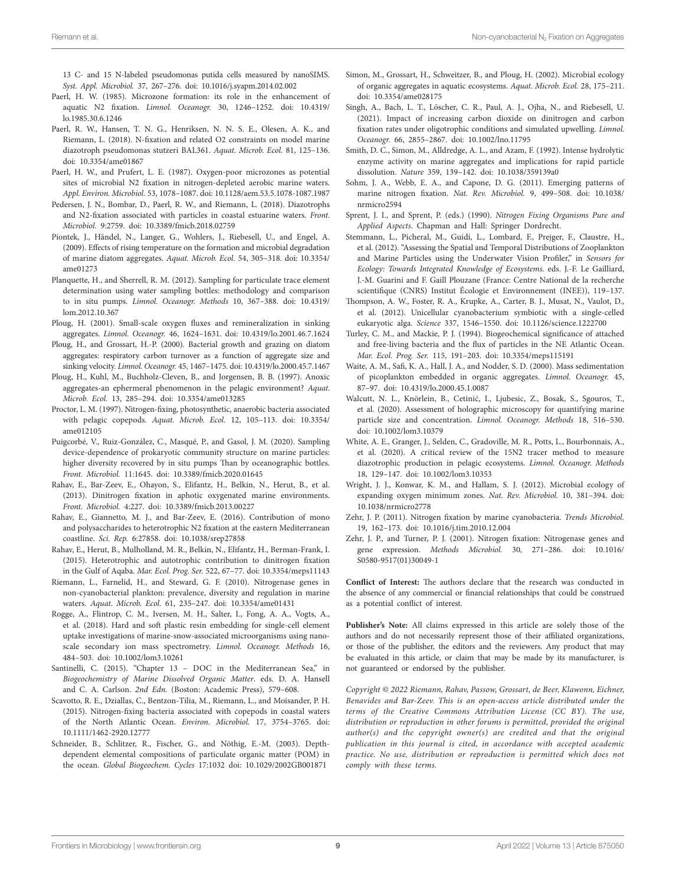13 C- and 15 N-labeled pseudomonas putida cells measured by nanoSIMS. *Syst. Appl. Microbiol.* 37, 267–276. doi: 10.1016/j.syapm.2014.02.002

Paerl, H. W. (1985). Microzone formation: its role in the enhancement of aquatic N2 fixation. *Limnol. Oceanogr.* 30, 1246–1252. doi: 10.4319/lo.1985.30.6.1246

Paerl, R. W., Hansen, T. N. G., Henriksen, N. N. S. E., Olesen, A. K., and Riemann, L. (2018). N-fixation and related O2 constraints on model marine diazotroph pseudomonas stutzeri BAL361. *Aquat. Microb. Ecol.* 81, 125–136. doi: 10.3354/ame01867

Paerl, H. W., and Prufert, L. E. (1987). Oxygen-poor microzones as potential sites of microbial N2 fixation in nitrogen-depleted aerobic marine waters. *Appl. Environ. Microbiol.* 53, 1078–1087. doi: 10.1128/aem.53.5.1078-1087.1987

Pedersen, J. N., Bombar, D., Paerl, R. W., and Riemann, L. (2018). Diazotrophs and N2-fixation associated with particles in coastal estuarine waters. *Front. Microbiol.* 9:2759. doi: 10.3389/fmicb.2018.02759

Piontek, J., Händel, N., Langer, G., Wohlers, J., Riebesell, U., and Engel, A. (2009). Effects of rising temperature on the formation and microbial degradation of marine diatom aggregates. *Aquat. Microb. Ecol.* 54, 305–318. doi: 10.3354/ame01273

Planquette, H., and Sherrell, R. M. (2012). Sampling for particulate trace element determination using water sampling bottles: methodology and comparison to in situ pumps. *Limnol. Oceanogr. Methods* 10, 367–388. doi: 10.4319/lom.2012.10.367

Ploug, H. (2001). Small-scale oxygen fluxes and remineralization in sinking aggregates. *Limnol. Oceanogr.* 46, 1624–1631. doi: 10.4319/lo.2001.46.7.1624

Ploug, H., and Grossart, H.-P. (2000). Bacterial growth and grazing on diatom aggregates: respiratory carbon turnover as a function of aggregate size and sinking velocity. *Limnol. Oceanogr.* 45, 1467–1475. doi: 10.4319/lo.2000.45.7.1467

Ploug, H., Kuhl, M., Buchholz-Cleven, B., and Jorgensen, B. B. (1997). Anoxic aggregates-an ephermeral phenomenon in the pelagic environment? *Aquat. Microb. Ecol.* 13, 285–294. doi: 10.3354/ame013285

Proctor, L. M. (1997). Nitrogen-fixing, photosynthetic, anaerobic bacteria associated with pelagic copepods. *Aquat. Microb. Ecol.* 12, 105–113. doi: 10.3354/ame012105

Puigcorbé, V., Ruiz-González, C., Masqué, P., and Gasol, J. M. (2020). Sampling device-dependence of prokaryotic community structure on marine particles: higher diversity recovered by in situ pumps Than by oceanographic bottles. *Front. Microbiol.* 11:1645. doi: 10.3389/fmicb.2020.01645

Rahav, E., Bar-Zeev, E., Ohayon, S., Elifantz, H., Belkin, N., Herut, B., et al. (2013). Dinitrogen fixation in aphotic oxygenated marine environments. *Front. Microbiol.* 4:227. doi: 10.3389/fmicb.2013.00227

Rahav, E., Giannetto, M. J., and Bar-Zeev, E. (2016). Contribution of mono and polysaccharides to heterotrophic N2 fixation at the eastern Mediterranean coastline. *Sci. Rep.* 6:27858. doi: 10.1038/srep27858

Rahav, E., Herut, B., Mulholland, M. R., Belkin, N., Elifantz, H., Berman-Frank, I. (2015). Heterotrophic and autotrophic contribution to dinitrogen fixation in the Gulf of Aqaba. *Mar. Ecol. Prog. Ser.* 522, 67–77. doi: 10.3354/meps11143

Riemann, L., Farnelid, H., and Steward, G. F. (2010). Nitrogenase genes in non-cyanobacterial plankton: prevalence, diversity and regulation in marine waters. *Aquat. Microb. Ecol.* 61, 235–247. doi: 10.3354/ame01431

Rogge, A., Flintrop, C. M., Iversen, M. H., Salter, I., Fong, A. A., Vogts, A., et al. (2018). Hard and soft plastic resin embedding for single-cell element uptake investigations of marine-snow-associated microorganisms using nano-scale secondary ion mass spectrometry. *Limnol. Oceanogr. Methods* 16, 484–503. doi: 10.1002/lom3.10261

Santinelli, C. (2015). "Chapter 13 – DOC in the Mediterranean Sea," in *Biogeochemistry of Marine Dissolved Organic Matter*. eds. D. A. Hansell and C. A. Carlson. *2nd Edn.* (Boston: Academic Press), 579–608.

Scavotto, R. E., Dziallas, C., Bentzon-Tilia, M., Riemann, L., and Moisander, P. H. (2015). Nitrogen-fixing bacteria associated with copepods in coastal waters of the North Atlantic Ocean. *Environ. Microbiol.* 17, 3754–3765. doi: 10.1111/1462-2920.12777

Schneider, B., Schlitzer, R., Fischer, G., and Nöthig, E.-M. (2003). Depth-dependent elemental compositions of particulate organic matter (POM) in the ocean. *Global Biogeochem. Cycles* 17:1032 doi: 10.1029/2002GB001871

Simon, M., Grossart, H., Schweitzer, B., and Ploug, H. (2002). Microbial ecology of organic aggregates in aquatic ecosystems. *Aquat. Microb. Ecol.* 28, 175–211. doi: 10.3354/ame028175

Singh, A., Bach, L. T., Löscher, C. R., Paul, A. J., Ojha, N., and Riebesell, U. (2021). Impact of increasing carbon dioxide on dinitrogen and carbon fixation rates under oligotrophic conditions and simulated upwelling. *Limnol. Oceanogr.* 66, 2855–2867. doi: 10.1002/lno.11795

Smith, D. C., Simon, M., Alldredge, A. L., and Azam, F. (1992). Intense hydrolytic enzyme activity on marine aggregates and implications for rapid particle dissolution. *Nature* 359, 139–142. doi: 10.1038/359139a0

Sohm, J. A., Webb, E. A., and Capone, D. G. (2011). Emerging patterns of marine nitrogen fixation. *Nat. Rev. Microbiol.* 9, 499–508. doi: 10.1038/nrmicro2594

Sprent, J. I., and Sprent, P. (eds.) (1990). *Nitrogen Fixing Organisms Pure and Applied Aspects*. Chapman and Hall: Springer Dordrecht.

Stemmann, L., Picheral, M., Guidi, L., Lombard, F., Prejger, F., Claustre, H., et al. (2012). "Assessing the Spatial and Temporal Distributions of Zooplankton and Marine Particles using the Underwater Vision Profiler," in *Sensors for Ecology: Towards Integrated Knowledge of Ecosystems*. eds. J.-F. Le Gailliard, J.-M. Guarini and F. Gaill Plouzane (France: Centre National de la recherche scientifique (CNRS) Institut Écologie et Environnement (INEE)), 119–137.

Thompson, A. W., Foster, R. A., Krupke, A., Carter, B. J., Musat, N., Vaulot, D., et al. (2012). Unicellular cyanobacterium symbiotic with a single-celled eukaryotic alga. *Science* 337, 1546–1550. doi: 10.1126/science.1222700

Turley, C. M., and Mackie, P. J. (1994). Biogeochemical significance of attached and free-living bacteria and the flux of particles in the NE Atlantic Ocean. *Mar. Ecol. Prog. Ser.* 115, 191–203. doi: 10.3354/meps115191

Waite, A. M., Safi, K. A., Hall, J. A., and Nodder, S. D. (2000). Mass sedimentation of picoplankton embedded in organic aggregates. *Limnol. Oceanogr.* 45, 87–97. doi: 10.4319/lo.2000.45.1.0087

Walcutt, N. L., Knörlein, B., Cetinić, I., Ljubesic, Z., Bosak, S., Sgouros, T., et al. (2020). Assessment of holographic microscopy for quantifying marine particle size and concentration. *Limnol. Oceanogr. Methods* 18, 516–530. doi: 10.1002/lom3.10379

White, A. E., Granger, J., Selden, C., Gradoville, M. R., Potts, L., Bourbonnais, A., et al. (2020). A critical review of the 15N2 tracer method to measure diazotrophic production in pelagic ecosystems. *Limnol. Oceanogr. Methods* 18, 129–147. doi: 10.1002/lom3.10353

Wright, J. J., Konwar, K. M., and Hallam, S. J. (2012). Microbial ecology of expanding oxygen minimum zones. *Nat. Rev. Microbiol.* 10, 381–394. doi: 10.1038/nrmicro2778

Zehr, J. P. (2011). Nitrogen fixation by marine cyanobacteria. *Trends Microbiol.* 19, 162–173. doi: 10.1016/j.tim.2010.12.004

Zehr, J. P., and Turner, P. J. (2001). Nitrogen fixation: Nitrogenase genes and gene expression. *Methods Microbiol.* 30, 271–286. doi: 10.1016/S0580-9517(01)30049-1

**Conflict of Interest:** The authors declare that the research was conducted in the absence of any commercial or financial relationships that could be construed as a potential conflict of interest.

**Publisher's Note:** All claims expressed in this article are solely those of the authors and do not necessarily represent those of their affiliated organizations, or those of the publisher, the editors and the reviewers. Any product that may be evaluated in this article, or claim that may be made by its manufacturer, is not guaranteed or endorsed by the publisher.

*Copyright © 2022 Riemann, Rahav, Passow, Grossart, de Beer, Klawonn, Eichner, Benavides and Bar-Zeev. This is an open-access article distributed under the terms of the Creative Commons Attribution License (CC BY). The use, distribution or reproduction in other forums is permitted, provided the original author(s) and the copyright owner(s) are credited and that the original publication in this journal is cited, in accordance with accepted academic practice. No use, distribution or reproduction is permitted which does not comply with these terms.*